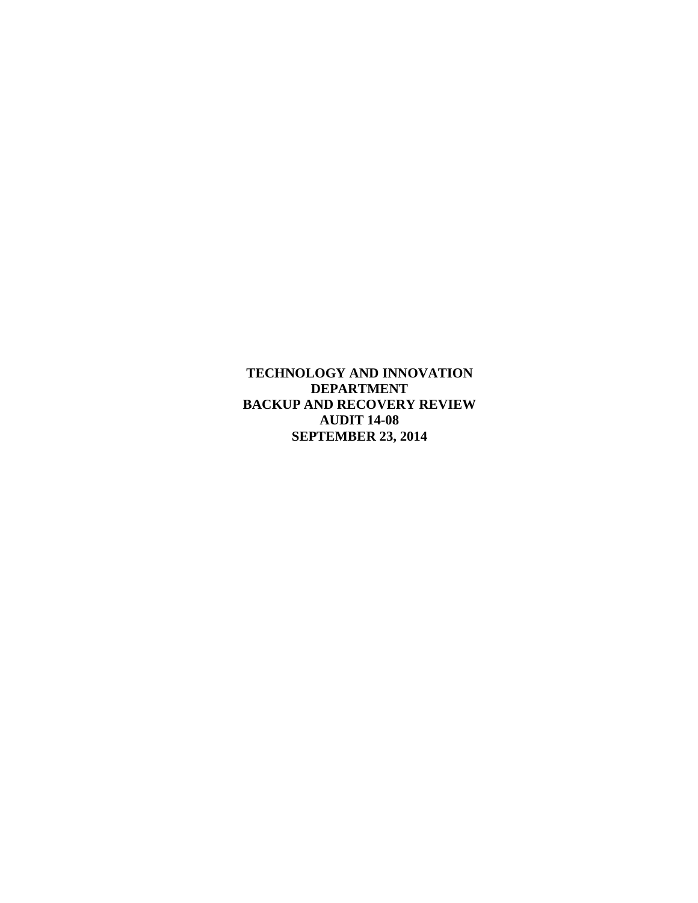**TECHNOLOGY AND INNOVATION DEPARTMENT**
**BACKUP AND RECOVERY REVIEW**
**AUDIT 14-08**
**SEPTEMBER 23, 2014**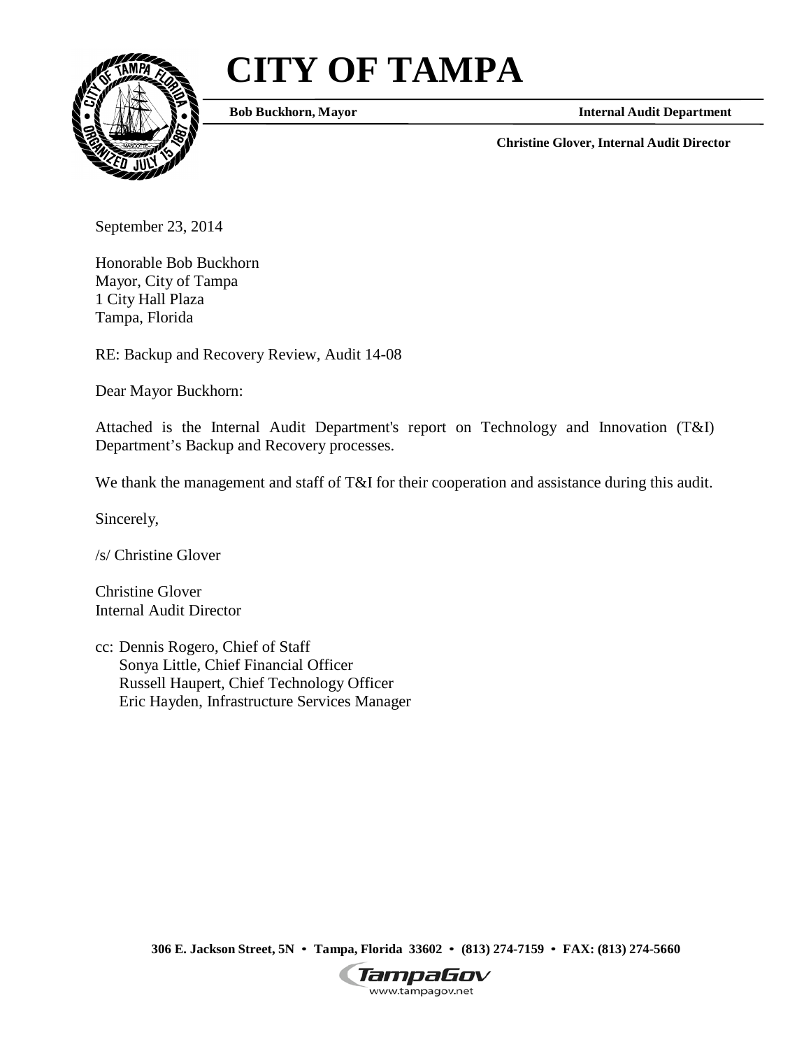# CITY OF TAMPA

**Bob Buckhorn, Mayor** **Internal Audit Department**

**Christine Glover, Internal Audit Director**

September 23, 2014

Honorable Bob Buckhorn
Mayor, City of Tampa
1 City Hall Plaza
Tampa, Florida

RE: Backup and Recovery Review, Audit 14-08

Dear Mayor Buckhorn:

Attached is the Internal Audit Department's report on Technology and Innovation (T&I) Department's Backup and Recovery processes.

We thank the management and staff of T&I for their cooperation and assistance during this audit.

Sincerely,

/s/ Christine Glover

Christine Glover
Internal Audit Director

cc: Dennis Rogero, Chief of Staff
Sonya Little, Chief Financial Officer
Russell Haupert, Chief Technology Officer
Eric Hayden, Infrastructure Services Manager

**306 E. Jackson Street, 5N • Tampa, Florida 33602 • (813) 274-7159 • FAX: (813) 274-5660**

TampaGov
www.tampagov.net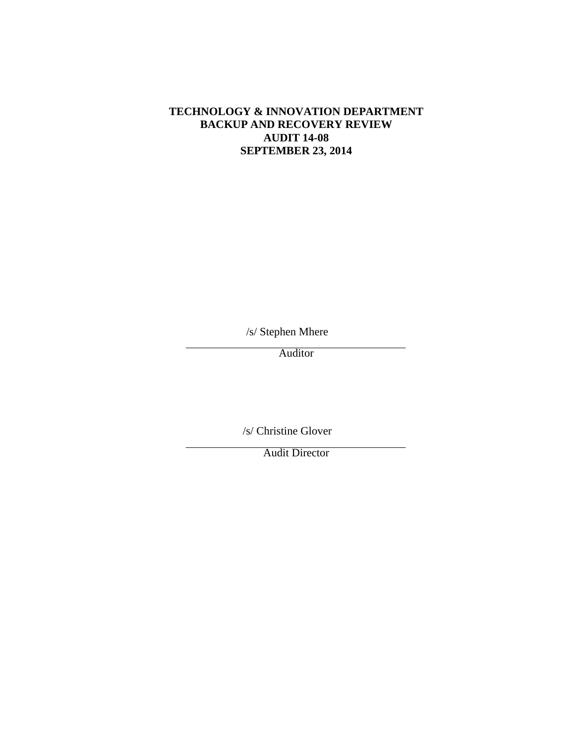**TECHNOLOGY & INNOVATION DEPARTMENT**
**BACKUP AND RECOVERY REVIEW**
**AUDIT 14-08**
**SEPTEMBER 23, 2014**

/s/ Stephen Mhere

Auditor

/s/ Christine Glover

Audit Director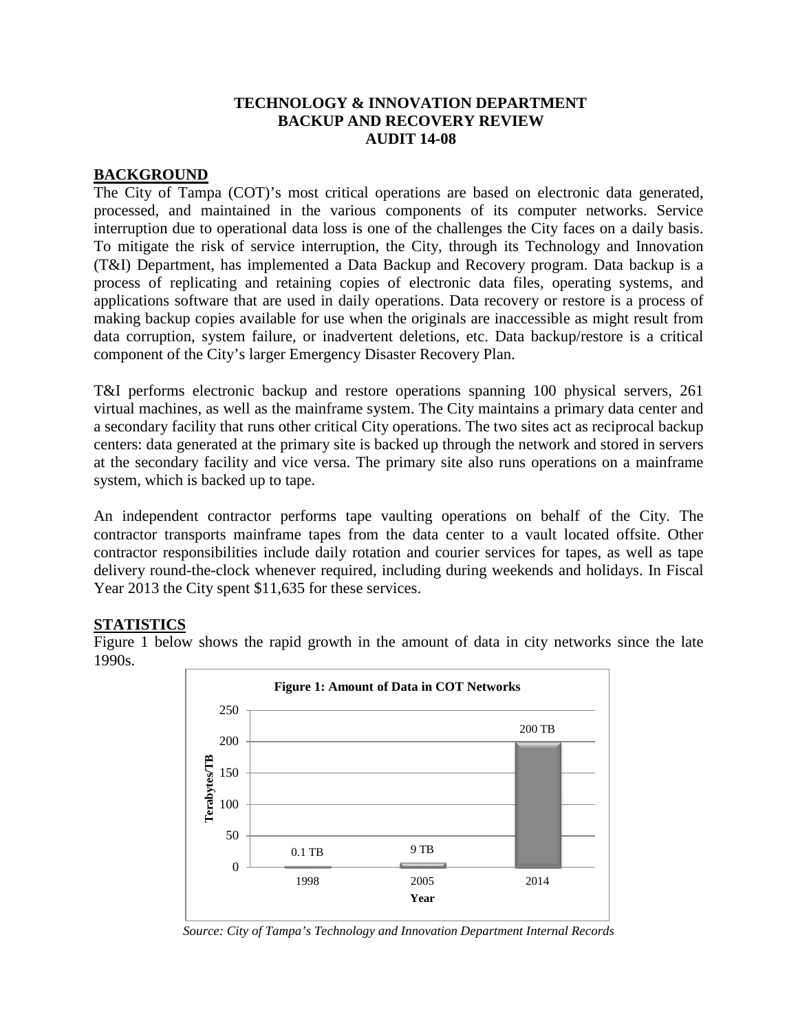# TECHNOLOGY & INNOVATION DEPARTMENT
# BACKUP AND RECOVERY REVIEW
# AUDIT 14-08

## BACKGROUND

The City of Tampa (COT)'s most critical operations are based on electronic data generated, processed, and maintained in the various components of its computer networks. Service interruption due to operational data loss is one of the challenges the City faces on a daily basis. To mitigate the risk of service interruption, the City, through its Technology and Innovation (T&I) Department, has implemented a Data Backup and Recovery program. Data backup is a process of replicating and retaining copies of electronic data files, operating systems, and applications software that are used in daily operations. Data recovery or restore is a process of making backup copies available for use when the originals are inaccessible as might result from data corruption, system failure, or inadvertent deletions, etc. Data backup/restore is a critical component of the City's larger Emergency Disaster Recovery Plan.

T&I performs electronic backup and restore operations spanning 100 physical servers, 261 virtual machines, as well as the mainframe system. The City maintains a primary data center and a secondary facility that runs other critical City operations. The two sites act as reciprocal backup centers: data generated at the primary site is backed up through the network and stored in servers at the secondary facility and vice versa. The primary site also runs operations on a mainframe system, which is backed up to tape.

An independent contractor performs tape vaulting operations on behalf of the City. The contractor transports mainframe tapes from the data center to a vault located offsite. Other contractor responsibilities include daily rotation and courier services for tapes, as well as tape delivery round-the-clock whenever required, including during weekends and holidays. In Fiscal Year 2013 the City spent $11,635 for these services.

## STATISTICS

Figure 1 below shows the rapid growth in the amount of data in city networks since the late 1990s.

**Figure 1: Amount of Data in COT Networks**

| Year | Terabytes/TB |
|---|---|
| 1998 | 0.1 TB |
| 2005 | 9 TB |
| 2014 | 200 TB |

*Source: City of Tampa's Technology and Innovation Department Internal Records*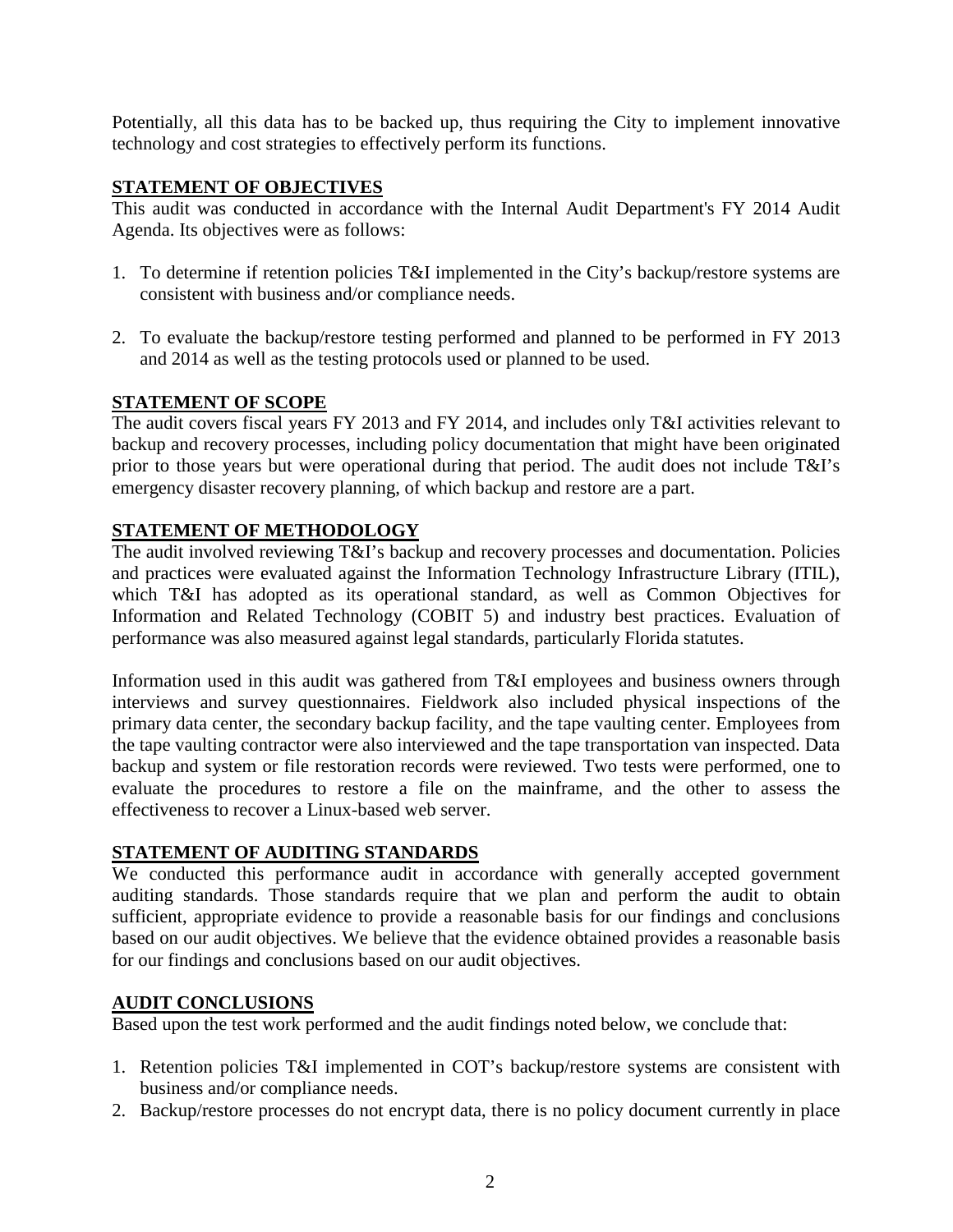Potentially, all this data has to be backed up, thus requiring the City to implement innovative technology and cost strategies to effectively perform its functions.

## STATEMENT OF OBJECTIVES

This audit was conducted in accordance with the Internal Audit Department's FY 2014 Audit Agenda. Its objectives were as follows:

1. To determine if retention policies T&I implemented in the City's backup/restore systems are consistent with business and/or compliance needs.

2. To evaluate the backup/restore testing performed and planned to be performed in FY 2013 and 2014 as well as the testing protocols used or planned to be used.

## STATEMENT OF SCOPE

The audit covers fiscal years FY 2013 and FY 2014, and includes only T&I activities relevant to backup and recovery processes, including policy documentation that might have been originated prior to those years but were operational during that period. The audit does not include T&I's emergency disaster recovery planning, of which backup and restore are a part.

## STATEMENT OF METHODOLOGY

The audit involved reviewing T&I's backup and recovery processes and documentation. Policies and practices were evaluated against the Information Technology Infrastructure Library (ITIL), which T&I has adopted as its operational standard, as well as Common Objectives for Information and Related Technology (COBIT 5) and industry best practices. Evaluation of performance was also measured against legal standards, particularly Florida statutes.

Information used in this audit was gathered from T&I employees and business owners through interviews and survey questionnaires. Fieldwork also included physical inspections of the primary data center, the secondary backup facility, and the tape vaulting center. Employees from the tape vaulting contractor were also interviewed and the tape transportation van inspected. Data backup and system or file restoration records were reviewed. Two tests were performed, one to evaluate the procedures to restore a file on the mainframe, and the other to assess the effectiveness to recover a Linux-based web server.

## STATEMENT OF AUDITING STANDARDS

We conducted this performance audit in accordance with generally accepted government auditing standards. Those standards require that we plan and perform the audit to obtain sufficient, appropriate evidence to provide a reasonable basis for our findings and conclusions based on our audit objectives. We believe that the evidence obtained provides a reasonable basis for our findings and conclusions based on our audit objectives.

## AUDIT CONCLUSIONS

Based upon the test work performed and the audit findings noted below, we conclude that:

1. Retention policies T&I implemented in COT's backup/restore systems are consistent with business and/or compliance needs.
2. Backup/restore processes do not encrypt data, there is no policy document currently in place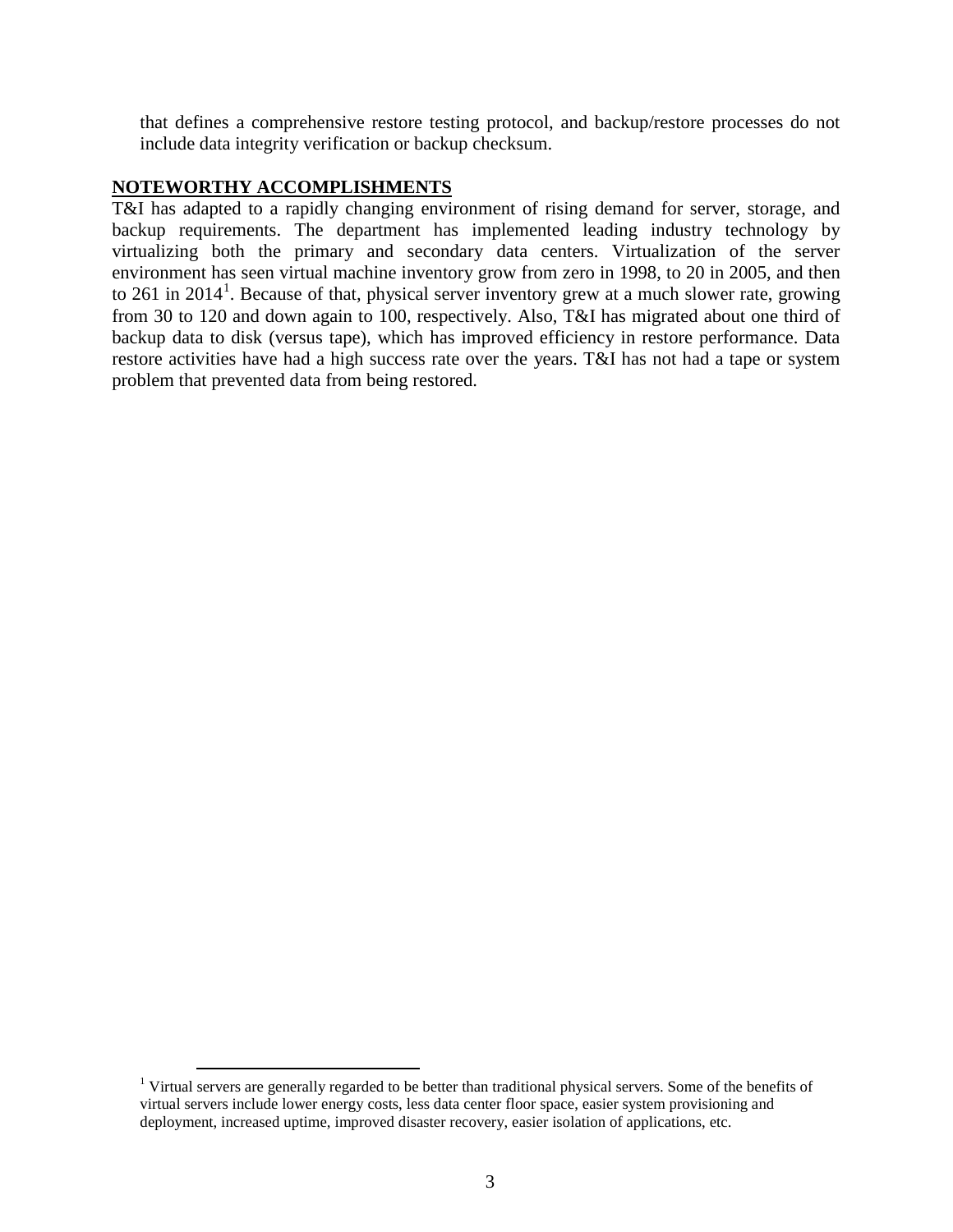that defines a comprehensive restore testing protocol, and backup/restore processes do not include data integrity verification or backup checksum.

## NOTEWORTHY ACCOMPLISHMENTS

T&I has adapted to a rapidly changing environment of rising demand for server, storage, and backup requirements. The department has implemented leading industry technology by virtualizing both the primary and secondary data centers. Virtualization of the server environment has seen virtual machine inventory grow from zero in 1998, to 20 in 2005, and then to 261 in 2014[1]. Because of that, physical server inventory grew at a much slower rate, growing from 30 to 120 and down again to 100, respectively. Also, T&I has migrated about one third of backup data to disk (versus tape), which has improved efficiency in restore performance. Data restore activities have had a high success rate over the years. T&I has not had a tape or system problem that prevented data from being restored.

[1] Virtual servers are generally regarded to be better than traditional physical servers. Some of the benefits of virtual servers include lower energy costs, less data center floor space, easier system provisioning and deployment, increased uptime, improved disaster recovery, easier isolation of applications, etc.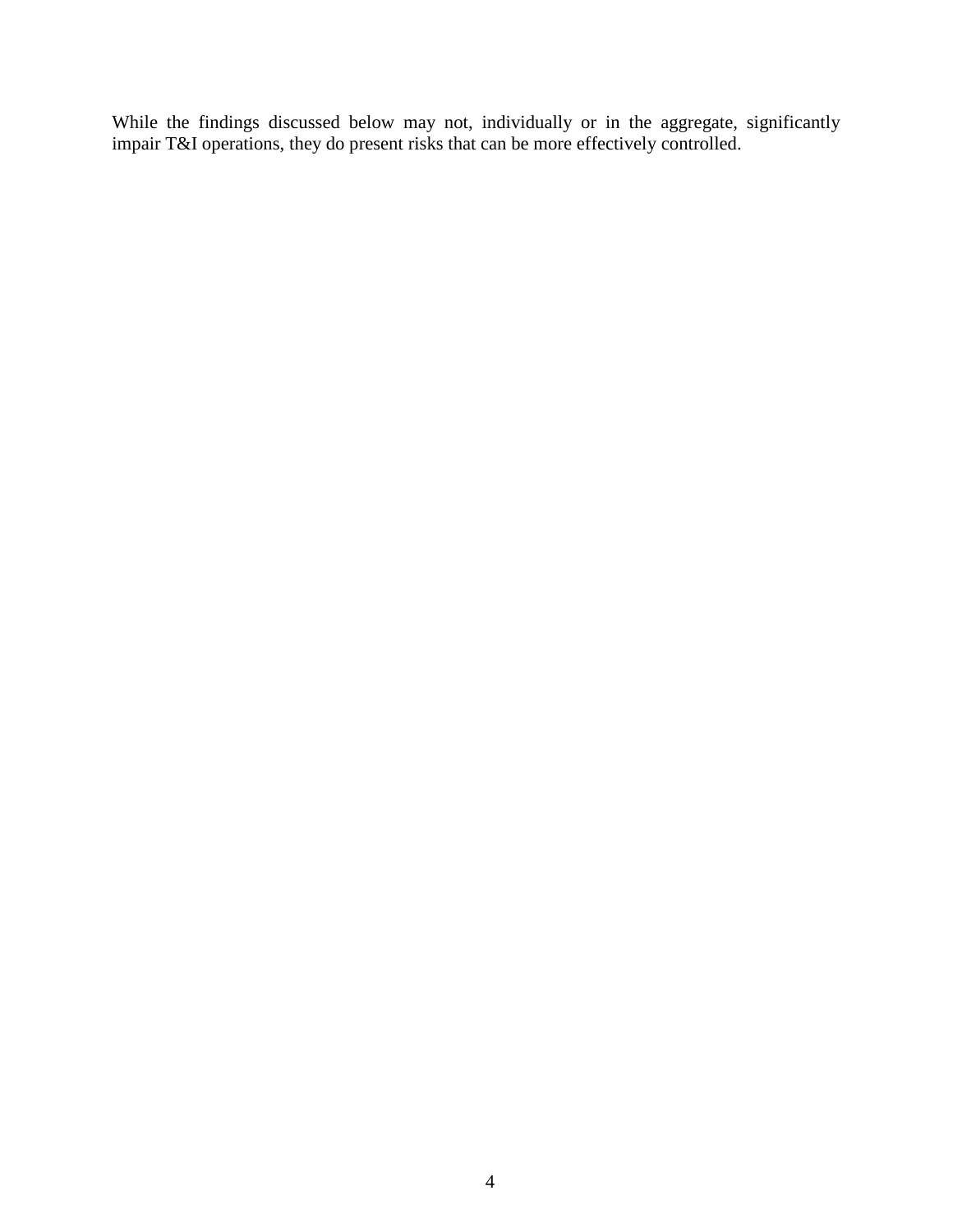While the findings discussed below may not, individually or in the aggregate, significantly impair T&I operations, they do present risks that can be more effectively controlled.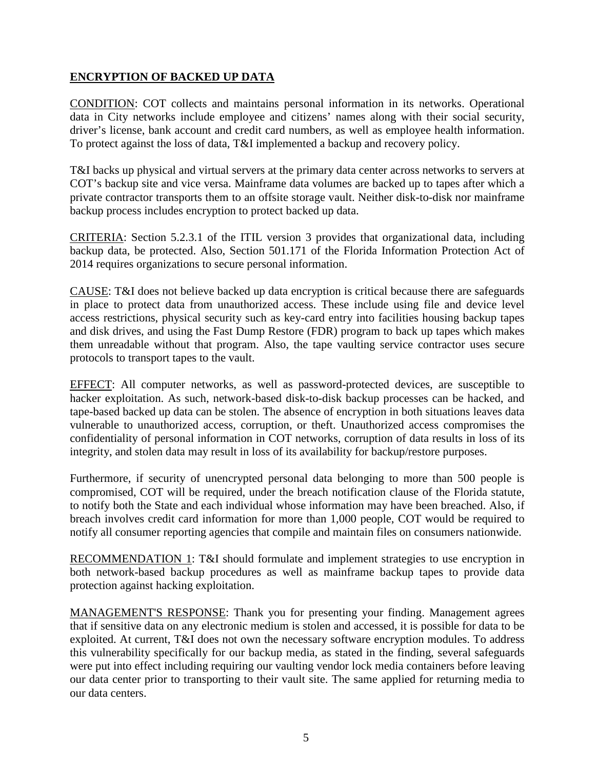## ENCRYPTION OF BACKED UP DATA

CONDITION: COT collects and maintains personal information in its networks. Operational data in City networks include employee and citizens' names along with their social security, driver's license, bank account and credit card numbers, as well as employee health information. To protect against the loss of data, T&I implemented a backup and recovery policy.

T&I backs up physical and virtual servers at the primary data center across networks to servers at COT's backup site and vice versa. Mainframe data volumes are backed up to tapes after which a private contractor transports them to an offsite storage vault. Neither disk-to-disk nor mainframe backup process includes encryption to protect backed up data.

CRITERIA: Section 5.2.3.1 of the ITIL version 3 provides that organizational data, including backup data, be protected. Also, Section 501.171 of the Florida Information Protection Act of 2014 requires organizations to secure personal information.

CAUSE: T&I does not believe backed up data encryption is critical because there are safeguards in place to protect data from unauthorized access. These include using file and device level access restrictions, physical security such as key-card entry into facilities housing backup tapes and disk drives, and using the Fast Dump Restore (FDR) program to back up tapes which makes them unreadable without that program. Also, the tape vaulting service contractor uses secure protocols to transport tapes to the vault.

EFFECT: All computer networks, as well as password-protected devices, are susceptible to hacker exploitation. As such, network-based disk-to-disk backup processes can be hacked, and tape-based backed up data can be stolen. The absence of encryption in both situations leaves data vulnerable to unauthorized access, corruption, or theft. Unauthorized access compromises the confidentiality of personal information in COT networks, corruption of data results in loss of its integrity, and stolen data may result in loss of its availability for backup/restore purposes.

Furthermore, if security of unencrypted personal data belonging to more than 500 people is compromised, COT will be required, under the breach notification clause of the Florida statute, to notify both the State and each individual whose information may have been breached. Also, if breach involves credit card information for more than 1,000 people, COT would be required to notify all consumer reporting agencies that compile and maintain files on consumers nationwide.

RECOMMENDATION 1: T&I should formulate and implement strategies to use encryption in both network-based backup procedures as well as mainframe backup tapes to provide data protection against hacking exploitation.

MANAGEMENT'S RESPONSE: Thank you for presenting your finding. Management agrees that if sensitive data on any electronic medium is stolen and accessed, it is possible for data to be exploited. At current, T&I does not own the necessary software encryption modules. To address this vulnerability specifically for our backup media, as stated in the finding, several safeguards were put into effect including requiring our vaulting vendor lock media containers before leaving our data center prior to transporting to their vault site. The same applied for returning media to our data centers.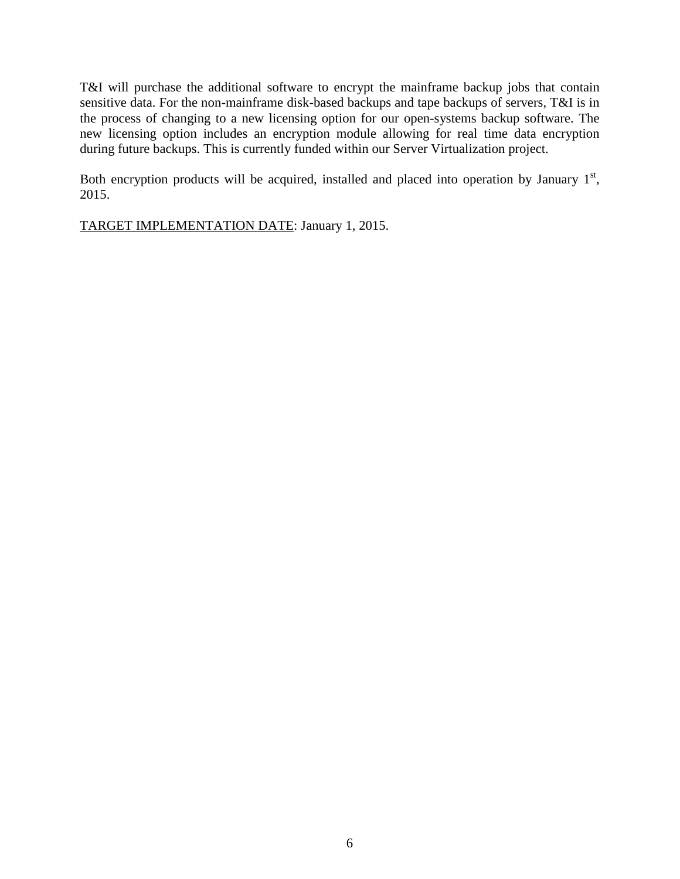T&I will purchase the additional software to encrypt the mainframe backup jobs that contain sensitive data. For the non-mainframe disk-based backups and tape backups of servers, T&I is in the process of changing to a new licensing option for our open-systems backup software. The new licensing option includes an encryption module allowing for real time data encryption during future backups. This is currently funded within our Server Virtualization project.

Both encryption products will be acquired, installed and placed into operation by January 1st, 2015.

<u>TARGET IMPLEMENTATION DATE</u>: January 1, 2015.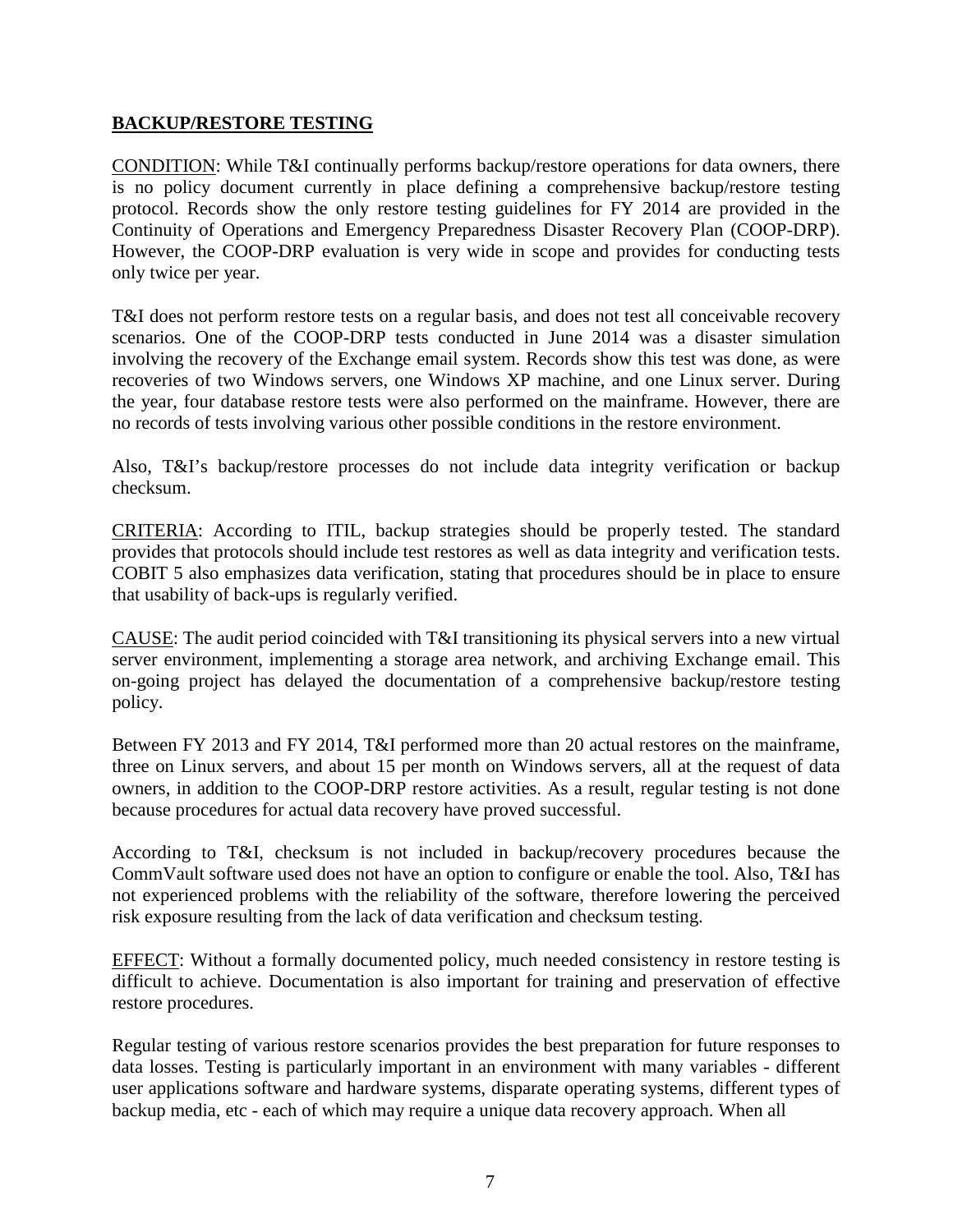**BACKUP/RESTORE TESTING**

CONDITION: While T&I continually performs backup/restore operations for data owners, there is no policy document currently in place defining a comprehensive backup/restore testing protocol. Records show the only restore testing guidelines for FY 2014 are provided in the Continuity of Operations and Emergency Preparedness Disaster Recovery Plan (COOP-DRP). However, the COOP-DRP evaluation is very wide in scope and provides for conducting tests only twice per year.

T&I does not perform restore tests on a regular basis, and does not test all conceivable recovery scenarios. One of the COOP-DRP tests conducted in June 2014 was a disaster simulation involving the recovery of the Exchange email system. Records show this test was done, as were recoveries of two Windows servers, one Windows XP machine, and one Linux server. During the year, four database restore tests were also performed on the mainframe. However, there are no records of tests involving various other possible conditions in the restore environment.

Also, T&I's backup/restore processes do not include data integrity verification or backup checksum.

CRITERIA: According to ITIL, backup strategies should be properly tested. The standard provides that protocols should include test restores as well as data integrity and verification tests. COBIT 5 also emphasizes data verification, stating that procedures should be in place to ensure that usability of back-ups is regularly verified.

CAUSE: The audit period coincided with T&I transitioning its physical servers into a new virtual server environment, implementing a storage area network, and archiving Exchange email. This on-going project has delayed the documentation of a comprehensive backup/restore testing policy.

Between FY 2013 and FY 2014, T&I performed more than 20 actual restores on the mainframe, three on Linux servers, and about 15 per month on Windows servers, all at the request of data owners, in addition to the COOP-DRP restore activities. As a result, regular testing is not done because procedures for actual data recovery have proved successful.

According to T&I, checksum is not included in backup/recovery procedures because the CommVault software used does not have an option to configure or enable the tool. Also, T&I has not experienced problems with the reliability of the software, therefore lowering the perceived risk exposure resulting from the lack of data verification and checksum testing.

EFFECT: Without a formally documented policy, much needed consistency in restore testing is difficult to achieve. Documentation is also important for training and preservation of effective restore procedures.

Regular testing of various restore scenarios provides the best preparation for future responses to data losses. Testing is particularly important in an environment with many variables - different user applications software and hardware systems, disparate operating systems, different types of backup media, etc - each of which may require a unique data recovery approach. When all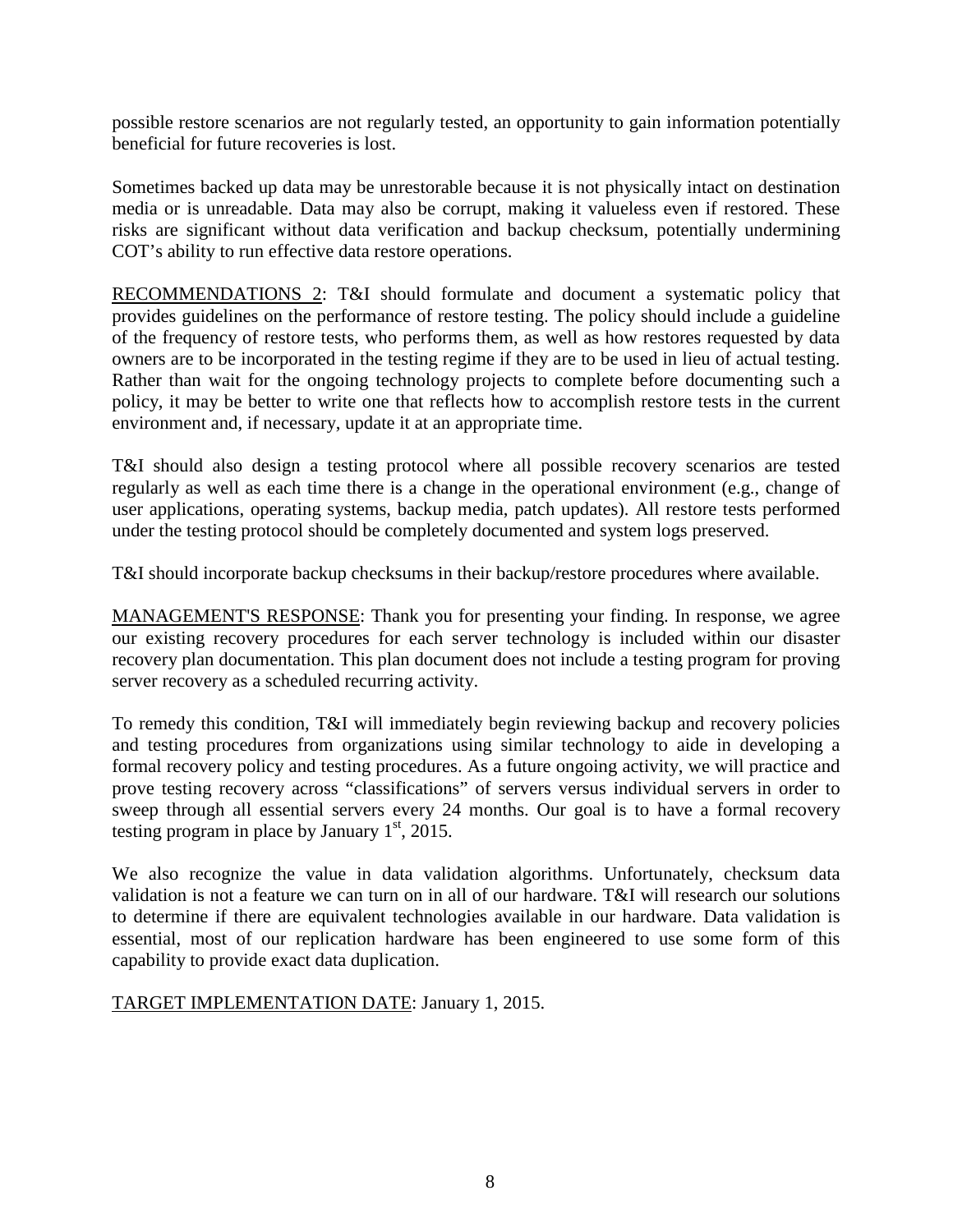possible restore scenarios are not regularly tested, an opportunity to gain information potentially beneficial for future recoveries is lost.

Sometimes backed up data may be unrestorable because it is not physically intact on destination media or is unreadable. Data may also be corrupt, making it valueless even if restored. These risks are significant without data verification and backup checksum, potentially undermining COT's ability to run effective data restore operations.

RECOMMENDATIONS 2: T&I should formulate and document a systematic policy that provides guidelines on the performance of restore testing. The policy should include a guideline of the frequency of restore tests, who performs them, as well as how restores requested by data owners are to be incorporated in the testing regime if they are to be used in lieu of actual testing. Rather than wait for the ongoing technology projects to complete before documenting such a policy, it may be better to write one that reflects how to accomplish restore tests in the current environment and, if necessary, update it at an appropriate time.

T&I should also design a testing protocol where all possible recovery scenarios are tested regularly as well as each time there is a change in the operational environment (e.g., change of user applications, operating systems, backup media, patch updates). All restore tests performed under the testing protocol should be completely documented and system logs preserved.

T&I should incorporate backup checksums in their backup/restore procedures where available.

MANAGEMENT'S RESPONSE: Thank you for presenting your finding. In response, we agree our existing recovery procedures for each server technology is included within our disaster recovery plan documentation. This plan document does not include a testing program for proving server recovery as a scheduled recurring activity.

To remedy this condition, T&I will immediately begin reviewing backup and recovery policies and testing procedures from organizations using similar technology to aide in developing a formal recovery policy and testing procedures. As a future ongoing activity, we will practice and prove testing recovery across "classifications" of servers versus individual servers in order to sweep through all essential servers every 24 months. Our goal is to have a formal recovery testing program in place by January 1st, 2015.

We also recognize the value in data validation algorithms. Unfortunately, checksum data validation is not a feature we can turn on in all of our hardware. T&I will research our solutions to determine if there are equivalent technologies available in our hardware. Data validation is essential, most of our replication hardware has been engineered to use some form of this capability to provide exact data duplication.

TARGET IMPLEMENTATION DATE: January 1, 2015.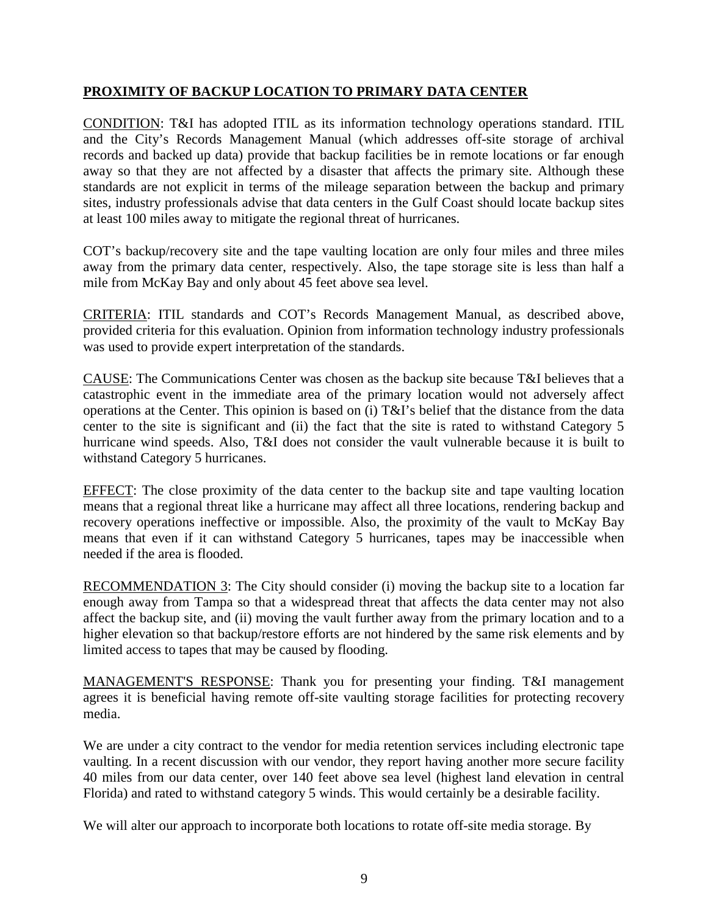## PROXIMITY OF BACKUP LOCATION TO PRIMARY DATA CENTER

CONDITION: T&I has adopted ITIL as its information technology operations standard. ITIL and the City's Records Management Manual (which addresses off-site storage of archival records and backed up data) provide that backup facilities be in remote locations or far enough away so that they are not affected by a disaster that affects the primary site. Although these standards are not explicit in terms of the mileage separation between the backup and primary sites, industry professionals advise that data centers in the Gulf Coast should locate backup sites at least 100 miles away to mitigate the regional threat of hurricanes.

COT's backup/recovery site and the tape vaulting location are only four miles and three miles away from the primary data center, respectively. Also, the tape storage site is less than half a mile from McKay Bay and only about 45 feet above sea level.

CRITERIA: ITIL standards and COT's Records Management Manual, as described above, provided criteria for this evaluation. Opinion from information technology industry professionals was used to provide expert interpretation of the standards.

CAUSE: The Communications Center was chosen as the backup site because T&I believes that a catastrophic event in the immediate area of the primary location would not adversely affect operations at the Center. This opinion is based on (i) T&I's belief that the distance from the data center to the site is significant and (ii) the fact that the site is rated to withstand Category 5 hurricane wind speeds. Also, T&I does not consider the vault vulnerable because it is built to withstand Category 5 hurricanes.

EFFECT: The close proximity of the data center to the backup site and tape vaulting location means that a regional threat like a hurricane may affect all three locations, rendering backup and recovery operations ineffective or impossible. Also, the proximity of the vault to McKay Bay means that even if it can withstand Category 5 hurricanes, tapes may be inaccessible when needed if the area is flooded.

RECOMMENDATION 3: The City should consider (i) moving the backup site to a location far enough away from Tampa so that a widespread threat that affects the data center may not also affect the backup site, and (ii) moving the vault further away from the primary location and to a higher elevation so that backup/restore efforts are not hindered by the same risk elements and by limited access to tapes that may be caused by flooding.

MANAGEMENT'S RESPONSE: Thank you for presenting your finding. T&I management agrees it is beneficial having remote off-site vaulting storage facilities for protecting recovery media.

We are under a city contract to the vendor for media retention services including electronic tape vaulting. In a recent discussion with our vendor, they report having another more secure facility 40 miles from our data center, over 140 feet above sea level (highest land elevation in central Florida) and rated to withstand category 5 winds. This would certainly be a desirable facility.

We will alter our approach to incorporate both locations to rotate off-site media storage. By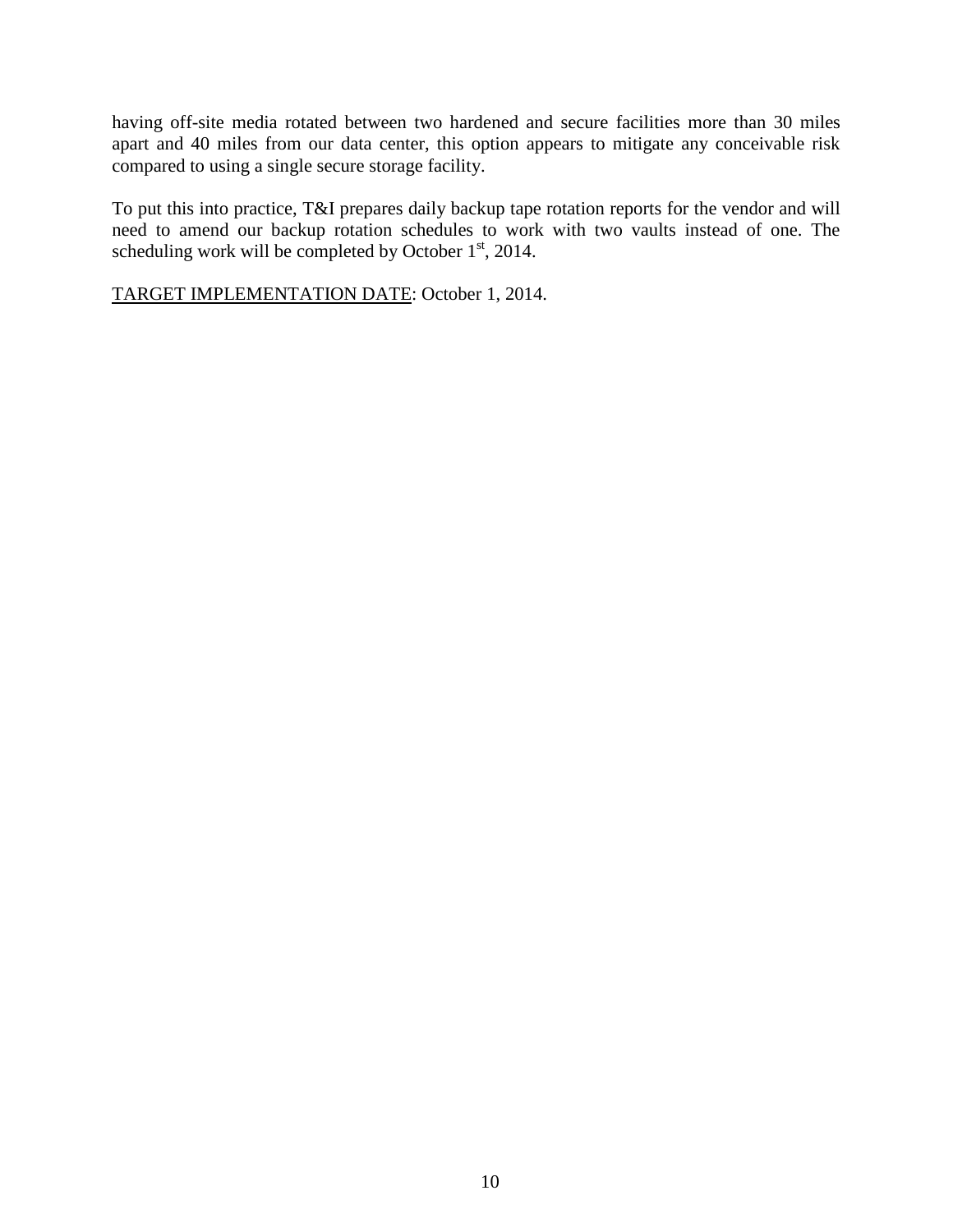having off-site media rotated between two hardened and secure facilities more than 30 miles apart and 40 miles from our data center, this option appears to mitigate any conceivable risk compared to using a single secure storage facility.

To put this into practice, T&I prepares daily backup tape rotation reports for the vendor and will need to amend our backup rotation schedules to work with two vaults instead of one. The scheduling work will be completed by October 1st, 2014.

<u>TARGET IMPLEMENTATION DATE</u>: October 1, 2014.